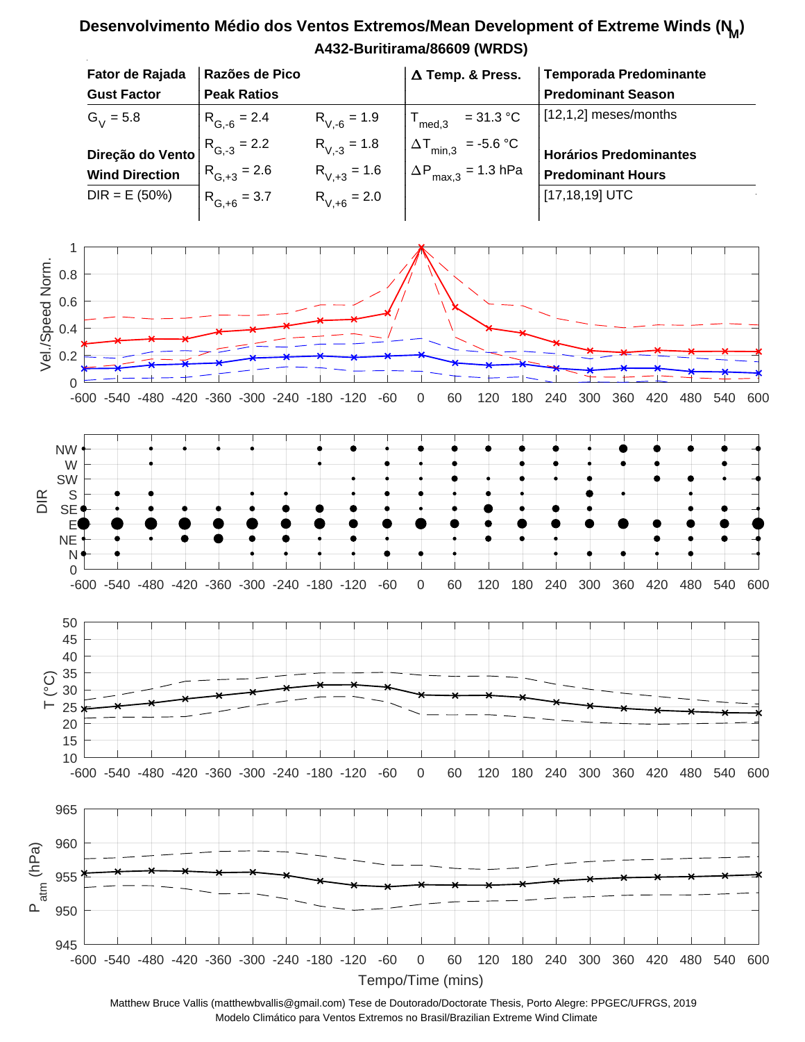# Desenvolvimento Médio dos Ventos Extremos/Mean Development of Extreme Winds ($N_M$)

## A432-Buritirama/86609 (WRDS)

| Fator de Rajada / Gust Factor | Razões de Pico / Peak Ratios | | Δ Temp. & Press. | Temporada Predominante / Predominant Season |
|---|---|---|---|---|
| $G_V$ = 5.8 | $R_{G,-6}$ = 2.4 | $R_{V,-6}$ = 1.9 | $T_{med,3}$ = 31.3 °C | [12,1,2] meses/months |
| **Direção do Vento / Wind Direction** | $R_{G,-3}$ = 2.2 | $R_{V,-3}$ = 1.8 | $\Delta T_{min,3}$ = -5.6 °C | **Horários Predominantes / Predominant Hours** |
| DIR = E (50%) | $R_{G,+3}$ = 2.6 | $R_{V,+3}$ = 1.6 | $\Delta P_{max,3}$ = 1.3 hPa | [17,18,19] UTC |
| | $R_{G,+6}$ = 3.7 | $R_{V,+6}$ = 2.0 | | |

Tempo/Time (mins)

Matthew Bruce Vallis (matthewbvallis@gmail.com) Tese de Doutorado/Doctorate Thesis, Porto Alegre: PPGEC/UFRGS, 2019
Modelo Climático para Ventos Extremos no Brasil/Brazilian Extreme Wind Climate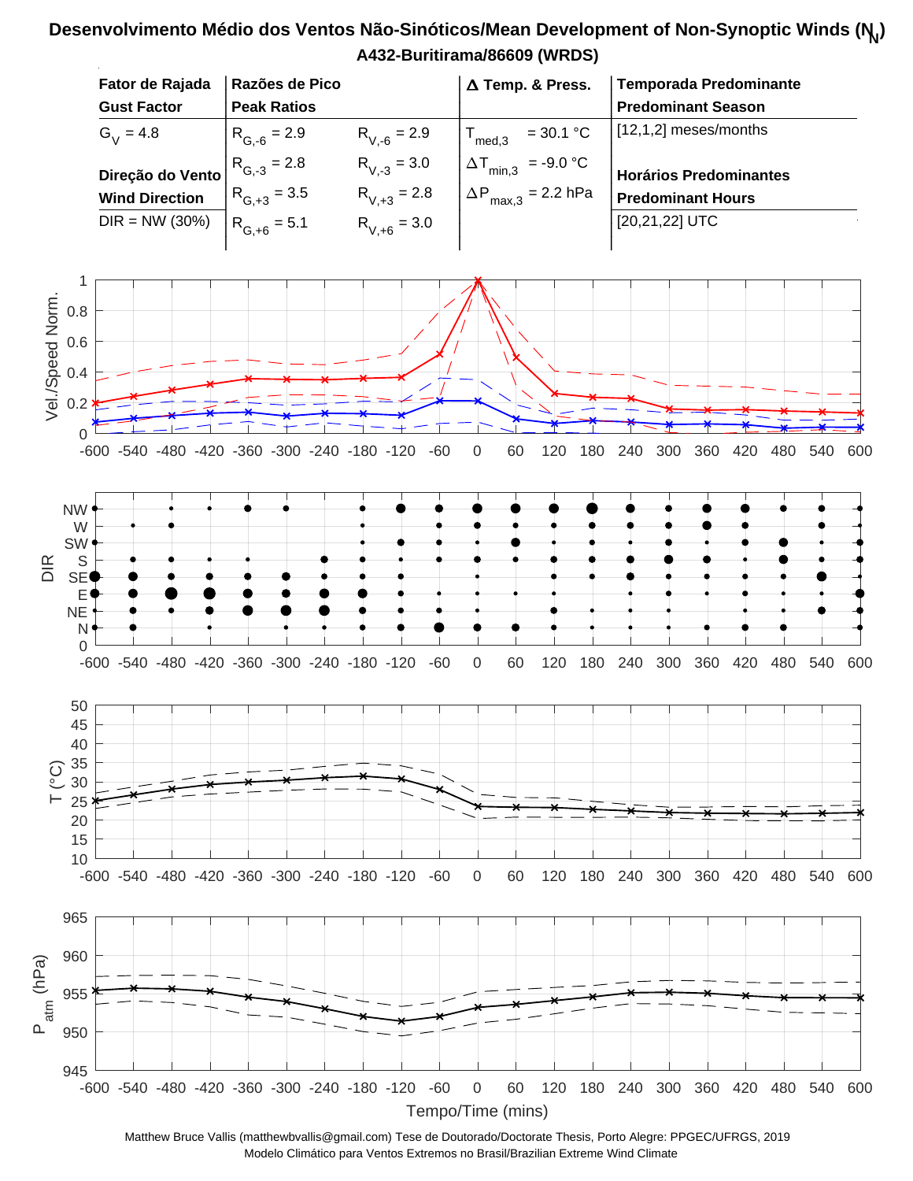# Desenvolvimento Médio dos Ventos Não-Sinóticos/Mean Development of Non-Synoptic Winds ($N_N$)

## A432-Buritirama/86609 (WRDS)

| Fator de Rajada / Gust Factor | Razões de Pico / Peak Ratios | | Δ Temp. & Press. | Temporada Predominante / Predominant Season |
|---|---|---|---|---|
| $G_V$ = 4.8 | $R_{G,-6}$ = 2.9 | $R_{V,-6}$ = 2.9 | $T_{med,3}$ = 30.1 °C | [12,1,2] meses/months |
| **Direção do Vento / Wind Direction** | $R_{G,-3}$ = 2.8 | $R_{V,-3}$ = 3.0 | $\Delta T_{min,3}$ = -9.0 °C | **Horários Predominantes / Predominant Hours** |
| DIR = NW (30%) | $R_{G,+3}$ = 3.5 | $R_{V,+3}$ = 2.8 | $\Delta P_{max,3}$ = 2.2 hPa | [20,21,22] UTC |
| | $R_{G,+6}$ = 5.1 | $R_{V,+6}$ = 3.0 | | |

Matthew Bruce Vallis (matthewbvallis@gmail.com) Tese de Doutorado/Doctorate Thesis, Porto Alegre: PPGEC/UFRGS, 2019
Modelo Climático para Ventos Extremos no Brasil/Brazilian Extreme Wind Climate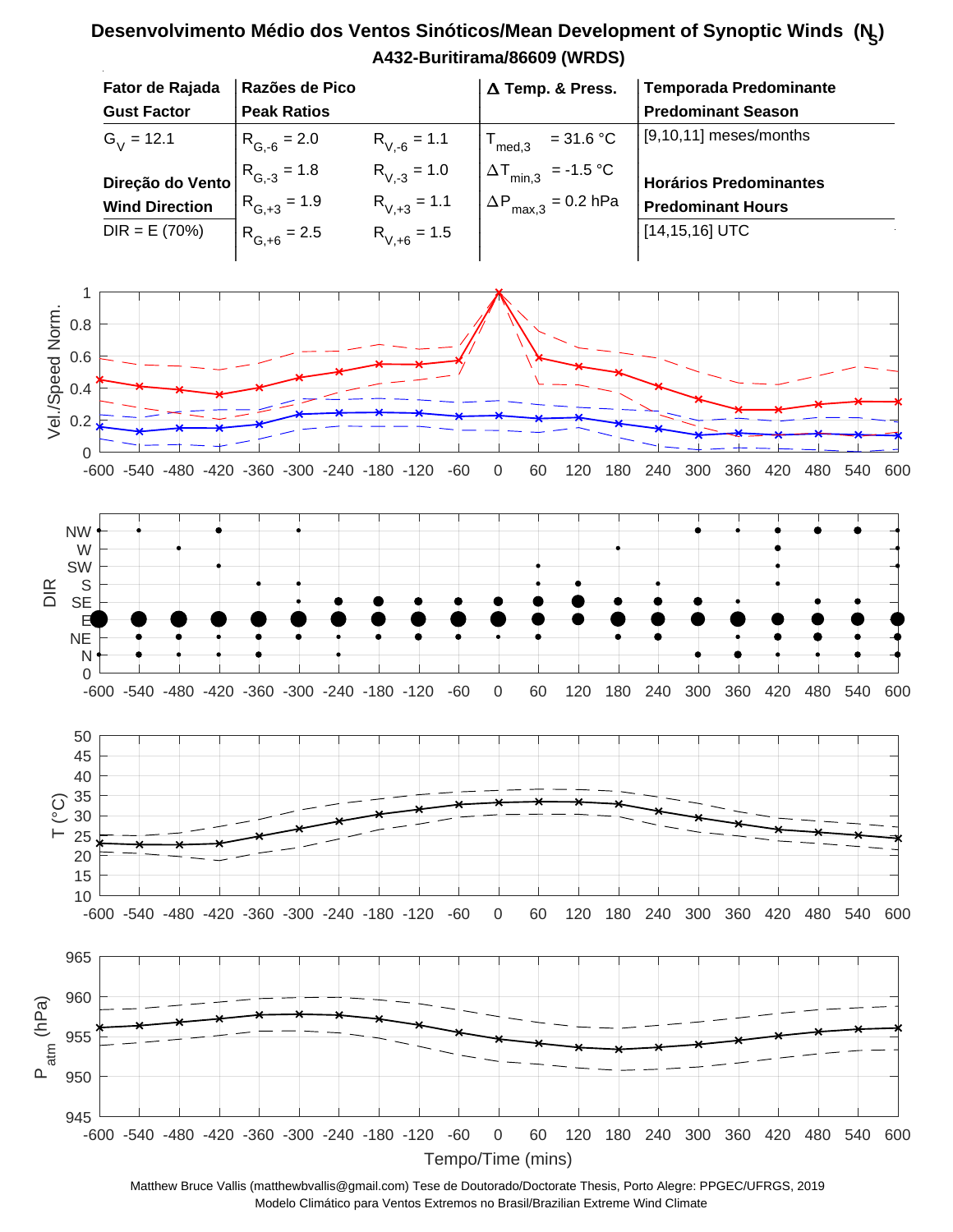# Desenvolvimento Médio dos Ventos Sinóticos/Mean Development of Synoptic Winds ($N_S$)

**A432-Buritirama/86609 (WRDS)**

| Fator de Rajada / Gust Factor | Razões de Pico / Peak Ratios | | Δ Temp. & Press. | Temporada Predominante / Predominant Season |
|---|---|---|---|---|
| $G_V$ = 12.1 | $R_{G,-6}$ = 2.0 | $R_{V,-6}$ = 1.1 | $T_{med,3}$ = 31.6 °C | [9,10,11] meses/months |
| **Direção do Vento / Wind Direction** | $R_{G,-3}$ = 1.8 | $R_{V,-3}$ = 1.0 | $\Delta T_{min,3}$ = -1.5 °C | **Horários Predominantes / Predominant Hours** |
| DIR = E (70%) | $R_{G,+3}$ = 1.9 | $R_{V,+3}$ = 1.1 | $\Delta P_{max,3}$ = 0.2 hPa | [14,15,16] UTC |
| | $R_{G,+6}$ = 2.5 | $R_{V,+6}$ = 1.5 | | |

Vel./Speed Norm.

1
0.8
0.6
0.4
0.2
0

-600 -540 -480 -420 -360 -300 -240 -180 -120 -60 0 60 120 180 240 300 360 420 480 540 600

DIR

NW
W
SW
S
SE
E
NE
N
0

-600 -540 -480 -420 -360 -300 -240 -180 -120 -60 0 60 120 180 240 300 360 420 480 540 600

T (°C)

50
45
40
35
30
25
20
15
10

-600 -540 -480 -420 -360 -300 -240 -180 -120 -60 0 60 120 180 240 300 360 420 480 540 600

$P_{atm}$ (hPa)

965
960
955
950
945

-600 -540 -480 -420 -360 -300 -240 -180 -120 -60 0 60 120 180 240 300 360 420 480 540 600

Tempo/Time (mins)

Matthew Bruce Vallis (matthewbvallis@gmail.com) Tese de Doutorado/Doctorate Thesis, Porto Alegre: PPGEC/UFRGS, 2019
Modelo Climático para Ventos Extremos no Brasil/Brazilian Extreme Wind Climate